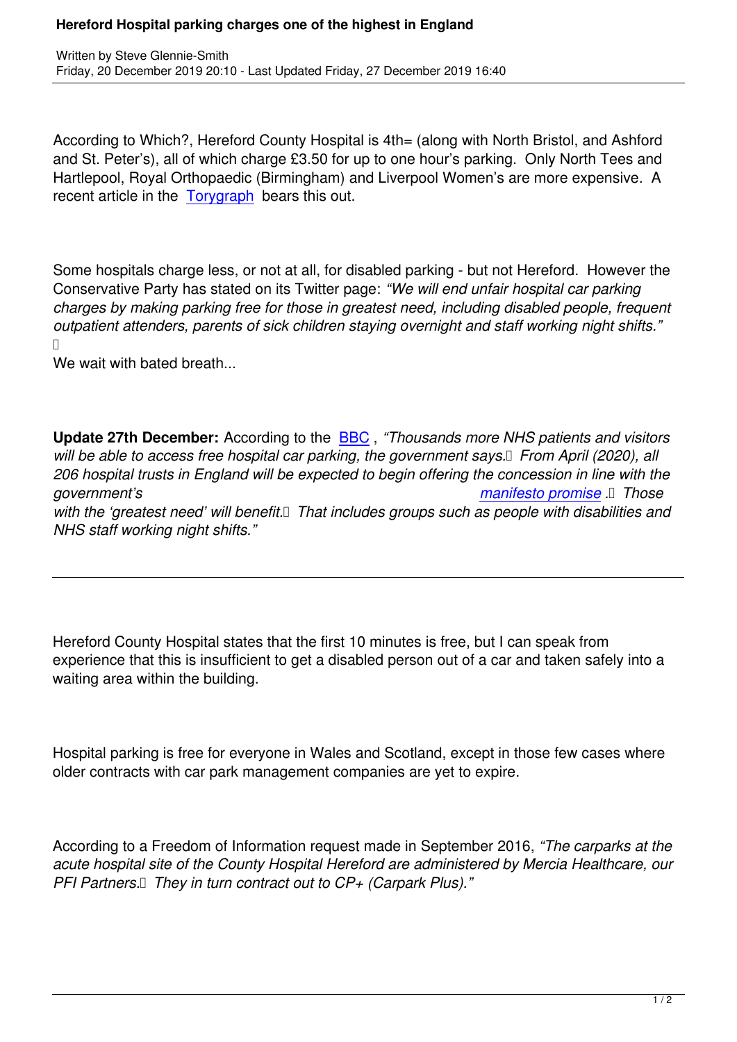# Hereford Hospital parking charges one of the highest in England

Written by Steve Glennie-Smith
Friday, 20 December 2019 20:10 - Last Updated Friday, 27 December 2019 16:40

According to Which?, Hereford County Hospital is 4th= (along with North Bristol, and Ashford and St. Peter's), all of which charge £3.50 for up to one hour's parking. Only North Tees and Hartlepool, Royal Orthopaedic (Birmingham) and Liverpool Women's are more expensive. A recent article in the Torygraph bears this out.

Some hospitals charge less, or not at all, for disabled parking - but not Hereford. However the Conservative Party has stated on its Twitter page: *"We will end unfair hospital car parking charges by making parking free for those in greatest need, including disabled people, frequent outpatient attenders, parents of sick children staying overnight and staff working night shifts."*

We wait with bated breath...

**Update 27th December:** According to the BBC, *"Thousands more NHS patients and visitors will be able to access free hospital car parking, the government says. From April (2020), all 206 hospital trusts in England will be expected to begin offering the concession in line with the government's manifesto promise. Those with the 'greatest need' will benefit. That includes groups such as people with disabilities and NHS staff working night shifts."*

---

Hereford County Hospital states that the first 10 minutes is free, but I can speak from experience that this is insufficient to get a disabled person out of a car and taken safely into a waiting area within the building.

Hospital parking is free for everyone in Wales and Scotland, except in those few cases where older contracts with car park management companies are yet to expire.

According to a Freedom of Information request made in September 2016, *"The carparks at the acute hospital site of the County Hospital Hereford are administered by Mercia Healthcare, our PFI Partners. They in turn contract out to CP+ (Carpark Plus)."*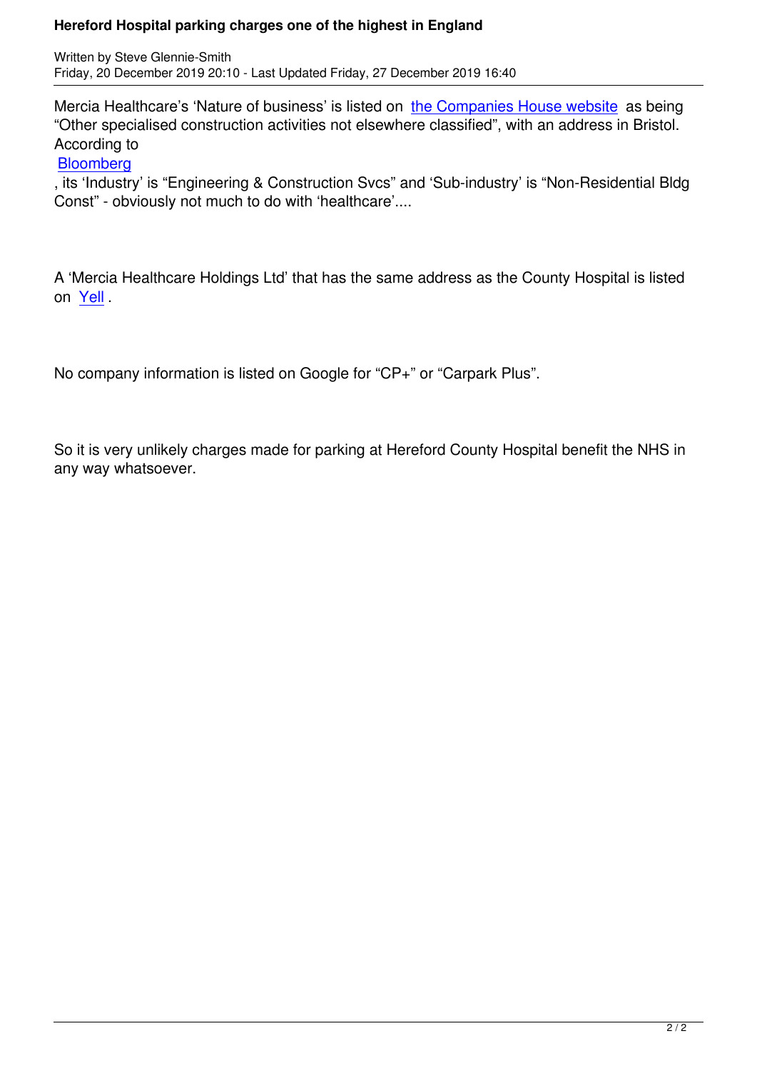Mercia Healthcare's 'Nature of business' is listed on the Companies House website as being "Other specialised construction activities not elsewhere classified", with an address in Bristol. According to Bloomberg, its 'Industry' is "Engineering & Construction Svcs" and 'Sub-industry' is "Non-Residential Bldg Const" - obviously not much to do with 'healthcare'....

A 'Mercia Healthcare Holdings Ltd' that has the same address as the County Hospital is listed on Yell.

No company information is listed on Google for "CP+" or "Carpark Plus".

So it is very unlikely charges made for parking at Hereford County Hospital benefit the NHS in any way whatsoever.